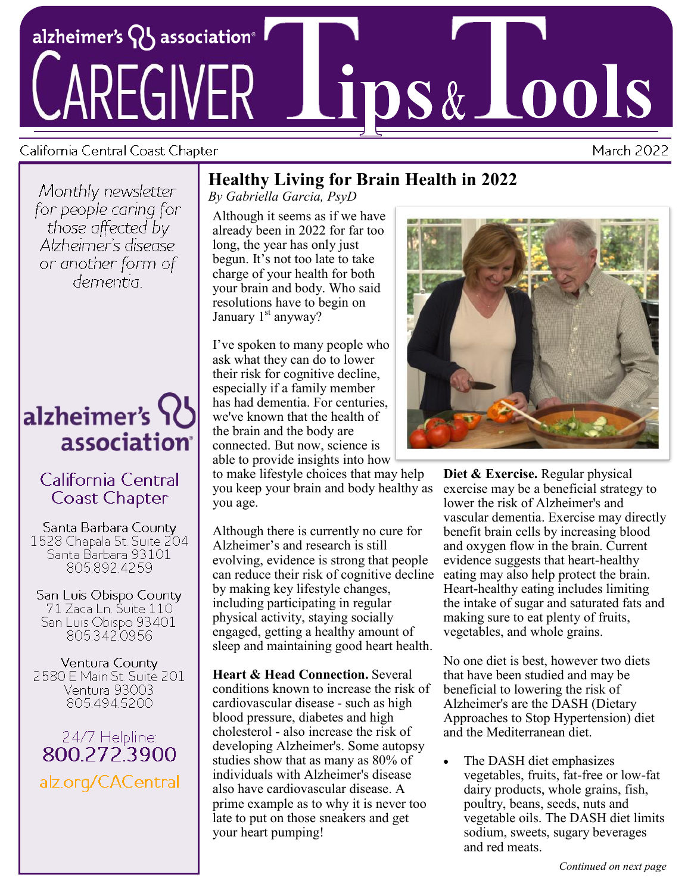# Caregiver Tips & Tools

alzheimer's association

California Central Coast Chapter

March 2022

*Monthly newsletter for people caring for those affected by Alzheimer's disease or another form of dementia.*

alzheimer's association

California Central Coast Chapter

Santa Barbara County
1528 Chapala St. Suite 204
Santa Barbara 93101
805.892.4259

San Luis Obispo County
71 Zaca Ln. Suite 110
San Luis Obispo 93401
805.342.0956

Ventura County
2580 E Main St. Suite 201
Ventura 93003
805.494.5200

24/7 Helpline:
800.272.3900

alz.org/CACentral

## Healthy Living for Brain Health in 2022

*By Gabriella Garcia, PsyD*

Although it seems as if we have already been in 2022 for far too long, the year has only just begun. It's not too late to take charge of your health for both your brain and body. Who said resolutions have to begin on January 1st anyway?

I've spoken to many people who ask what they can do to lower their risk for cognitive decline, especially if a family member has had dementia. For centuries, we've known that the health of the brain and the body are connected. But now, science is able to provide insights into how to make lifestyle choices that may help you keep your brain and body healthy as you age.

Although there is currently no cure for Alzheimer's and research is still evolving, evidence is strong that people can reduce their risk of cognitive decline by making key lifestyle changes, including participating in regular physical activity, staying socially engaged, getting a healthy amount of sleep and maintaining good heart health.

**Heart & Head Connection.** Several conditions known to increase the risk of cardiovascular disease - such as high blood pressure, diabetes and high cholesterol - also increase the risk of developing Alzheimer's. Some autopsy studies show that as many as 80% of individuals with Alzheimer's disease also have cardiovascular disease. A prime example as to why it is never too late to put on those sneakers and get your heart pumping!

**Diet & Exercise.** Regular physical exercise may be a beneficial strategy to lower the risk of Alzheimer's and vascular dementia. Exercise may directly benefit brain cells by increasing blood and oxygen flow in the brain. Current evidence suggests that heart-healthy eating may also help protect the brain. Heart-healthy eating includes limiting the intake of sugar and saturated fats and making sure to eat plenty of fruits, vegetables, and whole grains.

No one diet is best, however two diets that have been studied and may be beneficial to lowering the risk of Alzheimer's are the DASH (Dietary Approaches to Stop Hypertension) diet and the Mediterranean diet.

- The DASH diet emphasizes vegetables, fruits, fat-free or low-fat dairy products, whole grains, fish, poultry, beans, seeds, nuts and vegetable oils. The DASH diet limits sodium, sweets, sugary beverages and red meats.

*Continued on next page*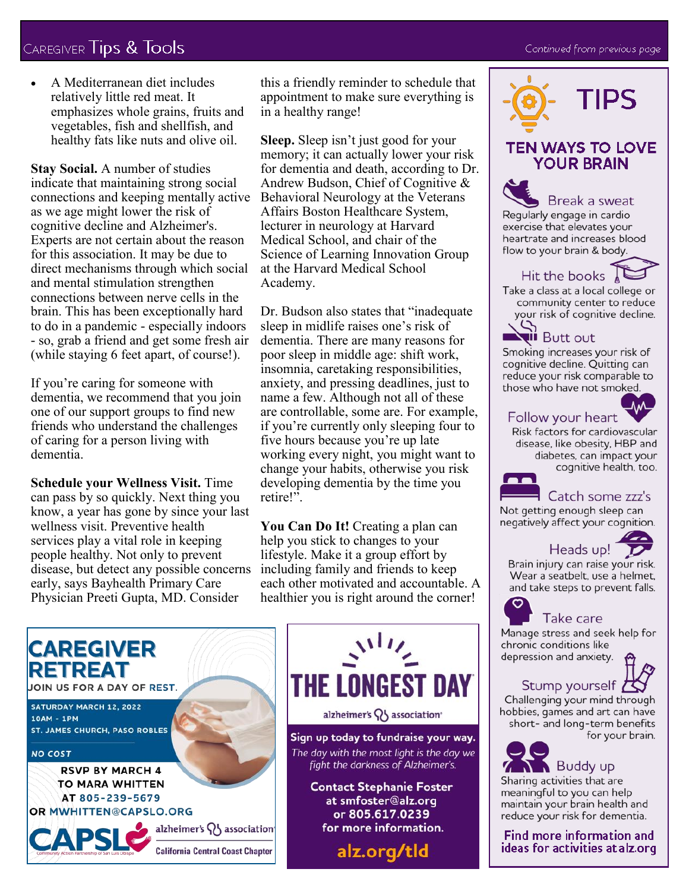## CAREGIVER Tips & Tools

*Continued from previous page*

- A Mediterranean diet includes relatively little red meat. It emphasizes whole grains, fruits and vegetables, fish and shellfish, and healthy fats like nuts and olive oil.

**Stay Social.** A number of studies indicate that maintaining strong social connections and keeping mentally active as we age might lower the risk of cognitive decline and Alzheimer's. Experts are not certain about the reason for this association. It may be due to direct mechanisms through which social and mental stimulation strengthen connections between nerve cells in the brain. This has been exceptionally hard to do in a pandemic - especially indoors - so, grab a friend and get some fresh air (while staying 6 feet apart, of course!).

If you're caring for someone with dementia, we recommend that you join one of our support groups to find new friends who understand the challenges of caring for a person living with dementia.

**Schedule your Wellness Visit.** Time can pass by so quickly. Next thing you know, a year has gone by since your last wellness visit. Preventive health services play a vital role in keeping people healthy. Not only to prevent disease, but detect any possible concerns early, says Bayhealth Primary Care Physician Preeti Gupta, MD. Consider this a friendly reminder to schedule that appointment to make sure everything is in a healthy range!

**Sleep.** Sleep isn't just good for your memory; it can actually lower your risk for dementia and death, according to Dr. Andrew Budson, Chief of Cognitive & Behavioral Neurology at the Veterans Affairs Boston Healthcare System, lecturer in neurology at Harvard Medical School, and chair of the Science of Learning Innovation Group at the Harvard Medical School Academy.

Dr. Budson also states that "inadequate sleep in midlife raises one's risk of dementia. There are many reasons for poor sleep in middle age: shift work, insomnia, caretaking responsibilities, anxiety, and pressing deadlines, just to name a few. Although not all of these are controllable, some are. For example, if you're currently only sleeping four to five hours because you're up late working every night, you might want to change your habits, otherwise you risk developing dementia by the time you retire!".

**You Can Do It!** Creating a plan can help you stick to changes to your lifestyle. Make it a group effort by including family and friends to keep each other motivated and accountable. A healthier you is right around the corner!

---

# CAREGIVER RETREAT

JOIN US FOR A DAY OF REST.

SATURDAY MARCH 12, 2022
10AM - 1PM
ST. JAMES CHURCH, PASO ROBLES

*NO COST*

RSVP BY MARCH 4
TO MARA WHITTEN
AT 805-239-5679
OR MWHITTEN@CAPSLO.ORG

CAPSLO — Community Action Partnership of San Luis Obispo
alzheimer's association — California Central Coast Chapter

---

# THE LONGEST DAY

alzheimer's association

**Sign up today to fundraise your way.**

*The day with the most light is the day we fight the darkness of Alzheimer's.*

**Contact Stephanie Foster at smfoster@alz.org or 805.617.0239 for more information.**

**alz.org/tld**

---

# TIPS

## TEN WAYS TO LOVE YOUR BRAIN

**Break a sweat**
Regularly engage in cardio exercise that elevates your heartrate and increases blood flow to your brain & body.

**Hit the books**
Take a class at a local college or community center to reduce your risk of cognitive decline.

**Butt out**
Smoking increases your risk of cognitive decline. Quitting can reduce your risk comparable to those who have not smoked.

**Follow your heart**
Risk factors for cardiovascular disease, like obesity, HBP and diabetes, can impact your cognitive health, too.

**Catch some zzz's**
Not getting enough sleep can negatively affect your cognition.

**Heads up!**
Brain injury can raise your risk. Wear a seatbelt, use a helmet, and take steps to prevent falls.

**Take care**
Manage stress and seek help for chronic conditions like depression and anxiety.

**Stump yourself**
Challenging your mind through hobbies, games and art can have short- and long-term benefits for your brain.

**Buddy up**
Sharing activities that are meaningful to you can help maintain your brain health and reduce your risk for dementia.

**Find more information and ideas for activities at alz.org**